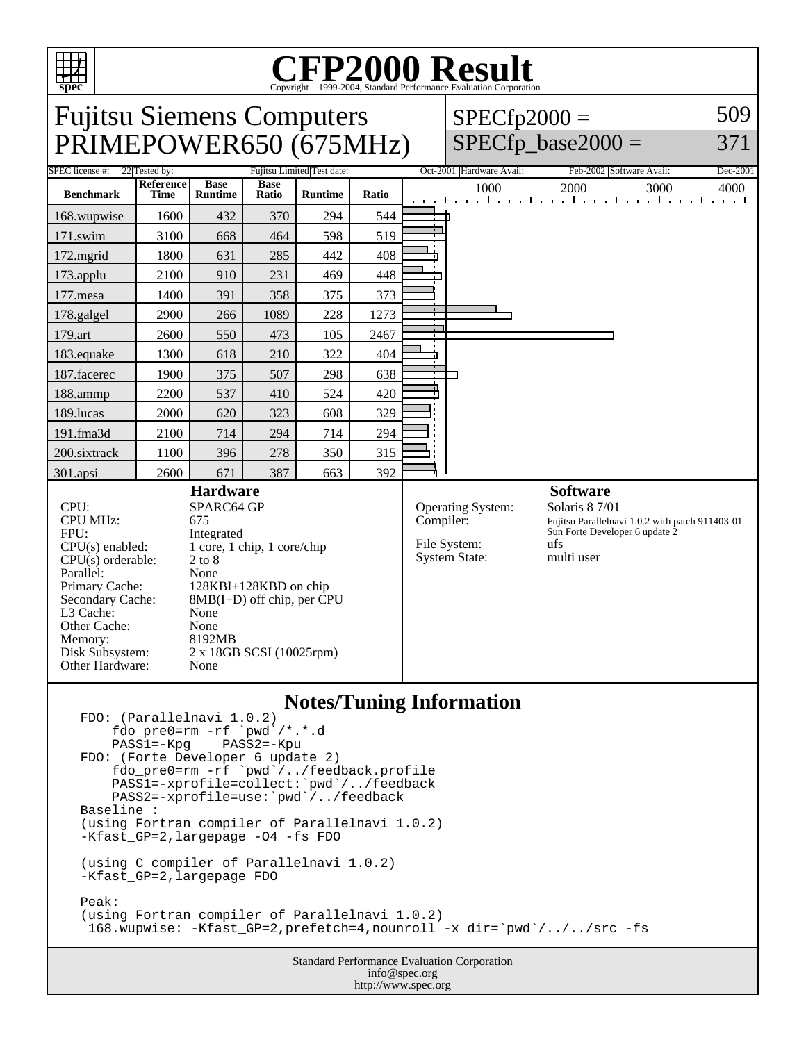# CFP2000 Result

Copyright 1999-2004, Standard Performance Evaluation Corporation

## Fujitsu Siemens Computers PRIMEPOWER650 (675MHz)

SPECfp2000 = 509
SPECfp_base2000 = 371

| SPEC license #: | 22 | Tested by: | Fujitsu Limited | Test date: | Oct-2001 | Hardware Avail: | Feb-2002 | Software Avail: | Dec-2001 |
|---|---|---|---|---|---|---|---|---|---|

| Benchmark | Reference Time | Base Runtime | Base Ratio | Runtime | Ratio |
|---|---|---|---|---|---|
| 168.wupwise | 1600 | 432 | 370 | 294 | 544 |
| 171.swim | 3100 | 668 | 464 | 598 | 519 |
| 172.mgrid | 1800 | 631 | 285 | 442 | 408 |
| 173.applu | 2100 | 910 | 231 | 469 | 448 |
| 177.mesa | 1400 | 391 | 358 | 375 | 373 |
| 178.galgel | 2900 | 266 | 1089 | 228 | 1273 |
| 179.art | 2600 | 550 | 473 | 105 | 2467 |
| 183.equake | 1300 | 618 | 210 | 322 | 404 |
| 187.facerec | 1900 | 375 | 507 | 298 | 638 |
| 188.ammp | 2200 | 537 | 410 | 524 | 420 |
| 189.lucas | 2000 | 620 | 323 | 608 | 329 |
| 191.fma3d | 2100 | 714 | 294 | 714 | 294 |
| 200.sixtrack | 1100 | 396 | 278 | 350 | 315 |
| 301.apsi | 2600 | 671 | 387 | 663 | 392 |

### Hardware

| | |
|---|---|
| CPU: | SPARC64 GP |
| CPU MHz: | 675 |
| FPU: | Integrated |
| CPU(s) enabled: | 1 core, 1 chip, 1 core/chip |
| CPU(s) orderable: | 2 to 8 |
| Parallel: | None |
| Primary Cache: | 128KBI+128KBD on chip |
| Secondary Cache: | 8MB(I+D) off chip, per CPU |
| L3 Cache: | None |
| Other Cache: | None |
| Memory: | 8192MB |
| Disk Subsystem: | 2 x 18GB SCSI (10025rpm) |
| Other Hardware: | None |

### Software

| | |
|---|---|
| Operating System: | Solaris 8 7/01 |
| Compiler: | Fujitsu Parallelnavi 1.0.2 with patch 911403-01<br>Sun Forte Developer 6 update 2 |
| File System: | ufs |
| System State: | multi user |

### Notes/Tuning Information

```
FDO: (Parallelnavi 1.0.2)
    fdo_pre0=rm -rf `pwd`/*.*.d
    PASS1=-Kpg    PASS2=-Kpu
FDO: (Forte Developer 6 update 2)
    fdo_pre0=rm -rf `pwd`/../feedback.profile
    PASS1=-xprofile=collect:`pwd`/../feedback
    PASS2=-xprofile=use:`pwd`/../feedback
Baseline :
(using Fortran compiler of Parallelnavi 1.0.2)
-Kfast_GP=2,largepage -O4 -fs FDO

(using C compiler of Parallelnavi 1.0.2)
-Kfast_GP=2,largepage FDO

Peak:
(using Fortran compiler of Parallelnavi 1.0.2)
 168.wupwise: -Kfast_GP=2,prefetch=4,nounroll -x dir=`pwd`/../../src -fs
```

Standard Performance Evaluation Corporation
info@spec.org
http://www.spec.org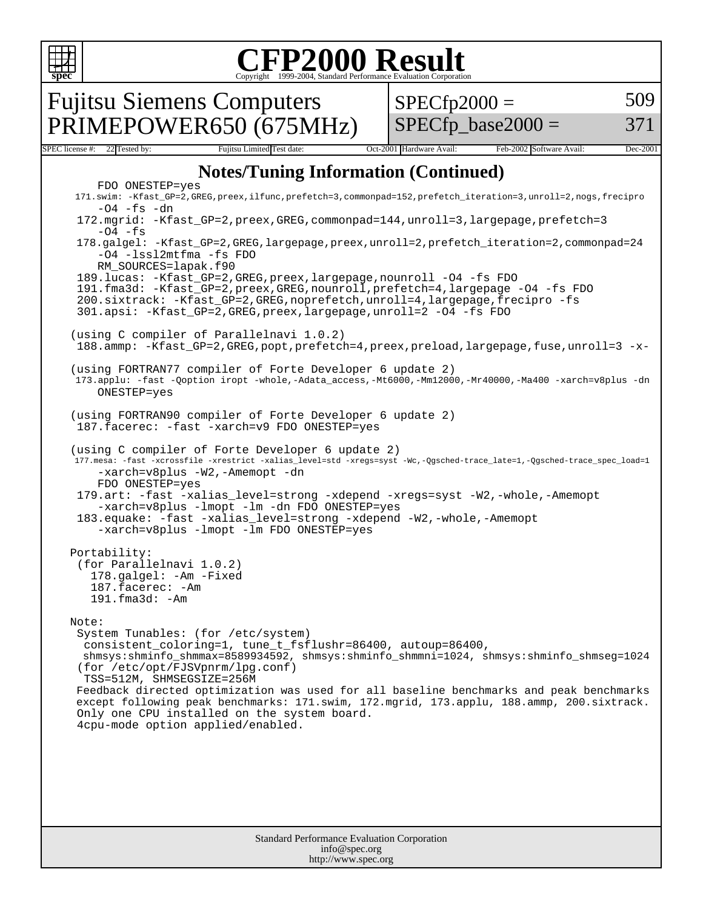# CFP2000 Result

Copyright 1999-2004, Standard Performance Evaluation Corporation

Fujitsu Siemens Computers
PRIMEPOWER650 (675MHz)

SPECfp2000 = 509
SPECfp_base2000 = 371

SPEC license #: 22 Tested by: Fujitsu Limited Test date: Oct-2001 Hardware Avail: Feb-2002 Software Avail: Dec-2001

## Notes/Tuning Information (Continued)

```
        FDO ONESTEP=yes
     171.swim: -Kfast_GP=2,GREG,preex,ilfunc,prefetch=3,commonpad=152,prefetch_iteration=3,unroll=2,nogs,frecipro
        -O4 -fs -dn
     172.mgrid: -Kfast_GP=2,preex,GREG,commonpad=144,unroll=3,largepage,prefetch=3
        -O4 -fs
     178.galgel: -Kfast_GP=2,GREG,largepage,preex,unroll=2,prefetch_iteration=2,commonpad=24
        -O4 -lssl2mtfma -fs FDO
        RM_SOURCES=lapak.f90
     189.lucas: -Kfast_GP=2,GREG,preex,largepage,nounroll -O4 -fs FDO
     191.fma3d: -Kfast_GP=2,preex,GREG,nounroll,prefetch=4,largepage -O4 -fs FDO
     200.sixtrack: -Kfast_GP=2,GREG,noprefetch,unroll=4,largepage,frecipro -fs
     301.apsi: -Kfast_GP=2,GREG,preex,largepage,unroll=2 -O4 -fs FDO

    (using C compiler of Parallelnavi 1.0.2)
     188.ammp: -Kfast_GP=2,GREG,popt,prefetch=4,preex,preload,largepage,fuse,unroll=3 -x-

    (using FORTRAN77 compiler of Forte Developer 6 update 2)
     173.applu: -fast -Qoption iropt -whole,-Adata_access,-Mt6000,-Mm12000,-Mr40000,-Ma400 -xarch=v8plus -dn
        ONESTEP=yes

    (using FORTRAN90 compiler of Forte Developer 6 update 2)
     187.facerec: -fast -xarch=v9 FDO ONESTEP=yes

    (using C compiler of Forte Developer 6 update 2)
     177.mesa: -fast -xcrossfile -xrestrict -xalias_level=std -xregs=syst -Wc,-Qgsched-trace_late=1,-Qgsched-trace_spec_load=1
        -xarch=v8plus -W2,-Amemopt -dn
        FDO ONESTEP=yes
     179.art: -fast -xalias_level=strong -xdepend -xregs=syst -W2,-whole,-Amemopt
        -xarch=v8plus -lmopt -lm -dn FDO ONESTEP=yes
     183.equake: -fast -xalias_level=strong -xdepend -W2,-whole,-Amemopt
        -xarch=v8plus -lmopt -lm FDO ONESTEP=yes

    Portability:
     (for Parallelnavi 1.0.2)
       178.galgel: -Am -Fixed
       187.facerec: -Am
       191.fma3d: -Am

    Note:
     System Tunables: (for /etc/system)
      consistent_coloring=1, tune_t_fsflushr=86400, autoup=86400,
      shmsys:shminfo_shmmax=8589934592, shmsys:shminfo_shmmni=1024, shmsys:shminfo_shmseg=1024
     (for /etc/opt/FJSVpnrm/lpg.conf)
      TSS=512M, SHMSEGSIZE=256M
     Feedback directed optimization was used for all baseline benchmarks and peak benchmarks
     except following peak benchmarks: 171.swim, 172.mgrid, 173.applu, 188.ammp, 200.sixtrack.
     Only one CPU installed on the system board.
     4cpu-mode option applied/enabled.
```

Standard Performance Evaluation Corporation
info@spec.org
http://www.spec.org